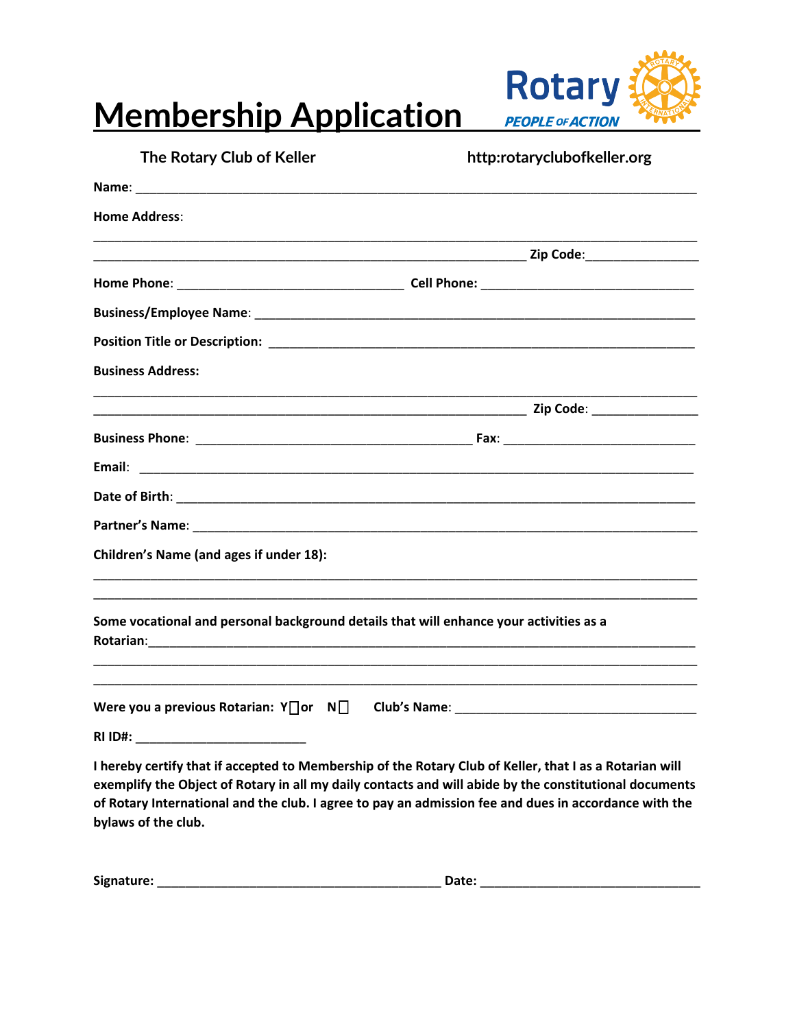# Membership Application

Rotary
PEOPLE OF ACTION

**The Rotary Club of Keller** **http:rotaryclubofkeller.org**

**Name**: ____________________________________________________________________________

**Home Address**:

______________________________________________________________________________

__________________________________________________________ **Zip Code**:_______________

**Home Phone**: ______________________________ **Cell Phone**: ____________________________

**Business/Employee Name**: _____________________________________________________________

**Position Title or Description**: __________________________________________________________

**Business Address:**

______________________________________________________________________________

__________________________________________________________ **Zip Code**: _______________

**Business Phone**: _____________________________________ **Fax**: __________________________

**Email**: _________________________________________________________________________

**Date of Birth**: ____________________________________________________________________

**Partner's Name**: ___________________________________________________________________

**Children's Name (and ages if under 18):**

______________________________________________________________________________

______________________________________________________________________________

**Some vocational and personal background details that will enhance your activities as a Rotarian**:___________________________________________________________________

______________________________________________________________________________

______________________________________________________________________________

**Were you a previous Rotarian: Y☐or N☐** **Club's Name**: ____________________________________

**RI ID#:** ________________________

**I hereby certify that if accepted to Membership of the Rotary Club of Keller, that I as a Rotarian will exemplify the Object of Rotary in all my daily contacts and will abide by the constitutional documents of Rotary International and the club. I agree to pay an admission fee and dues in accordance with the bylaws of the club.**

**Signature:** ________________________________________ **Date:** ______________________________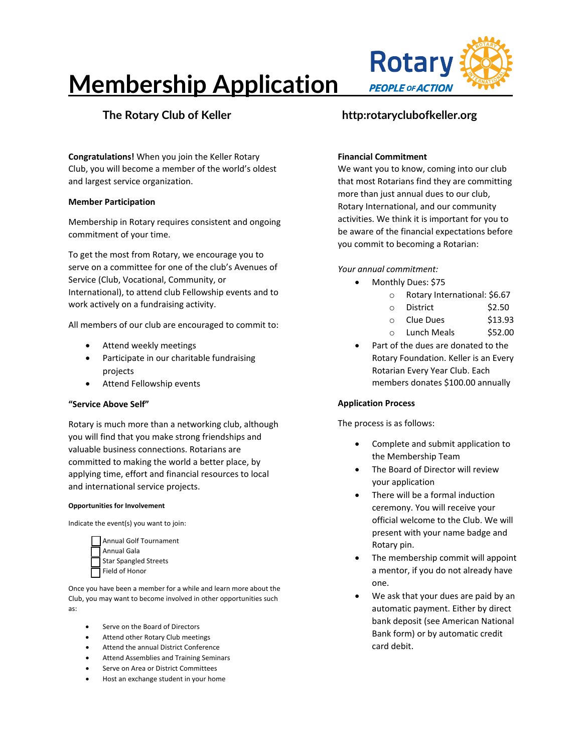# Membership Application

Rotary
PEOPLE OF ACTION

**The Rotary Club of Keller** http:rotaryclubofkeller.org

**Congratulations!** When you join the Keller Rotary Club, you will become a member of the world's oldest and largest service organization.

**Member Participation**

Membership in Rotary requires consistent and ongoing commitment of your time.

To get the most from Rotary, we encourage you to serve on a committee for one of the club's Avenues of Service (Club, Vocational, Community, or International), to attend club Fellowship events and to work actively on a fundraising activity.

All members of our club are encouraged to commit to:

- Attend weekly meetings
- Participate in our charitable fundraising projects
- Attend Fellowship events

**"Service Above Self"**

Rotary is much more than a networking club, although you will find that you make strong friendships and valuable business connections. Rotarians are committed to making the world a better place, by applying time, effort and financial resources to local and international service projects.

**Opportunities for Involvement**

Indicate the event(s) you want to join:

- ☐ Annual Golf Tournament
- ☐ Annual Gala
- ☐ Star Spangled Streets
- ☐ Field of Honor

Once you have been a member for a while and learn more about the Club, you may want to become involved in other opportunities such as:

- Serve on the Board of Directors
- Attend other Rotary Club meetings
- Attend the annual District Conference
- Attend Assemblies and Training Seminars
- Serve on Area or District Committees
- Host an exchange student in your home

**Financial Commitment**

We want you to know, coming into our club that most Rotarians find they are committing more than just annual dues to our club, Rotary International, and our community activities. We think it is important for you to be aware of the financial expectations before you commit to becoming a Rotarian:

*Your annual commitment:*

- Monthly Dues: $75
  - Rotary International: $6.67
  - District $2.50
  - Clue Dues $13.93
  - Lunch Meals $52.00
- Part of the dues are donated to the Rotary Foundation. Keller is an Every Rotarian Every Year Club. Each members donates $100.00 annually

**Application Process**

The process is as follows:

- Complete and submit application to the Membership Team
- The Board of Director will review your application
- There will be a formal induction ceremony. You will receive your official welcome to the Club. We will present with your name badge and Rotary pin.
- The membership commit will appoint a mentor, if you do not already have one.
- We ask that your dues are paid by an automatic payment. Either by direct bank deposit (see American National Bank form) or by automatic credit card debit.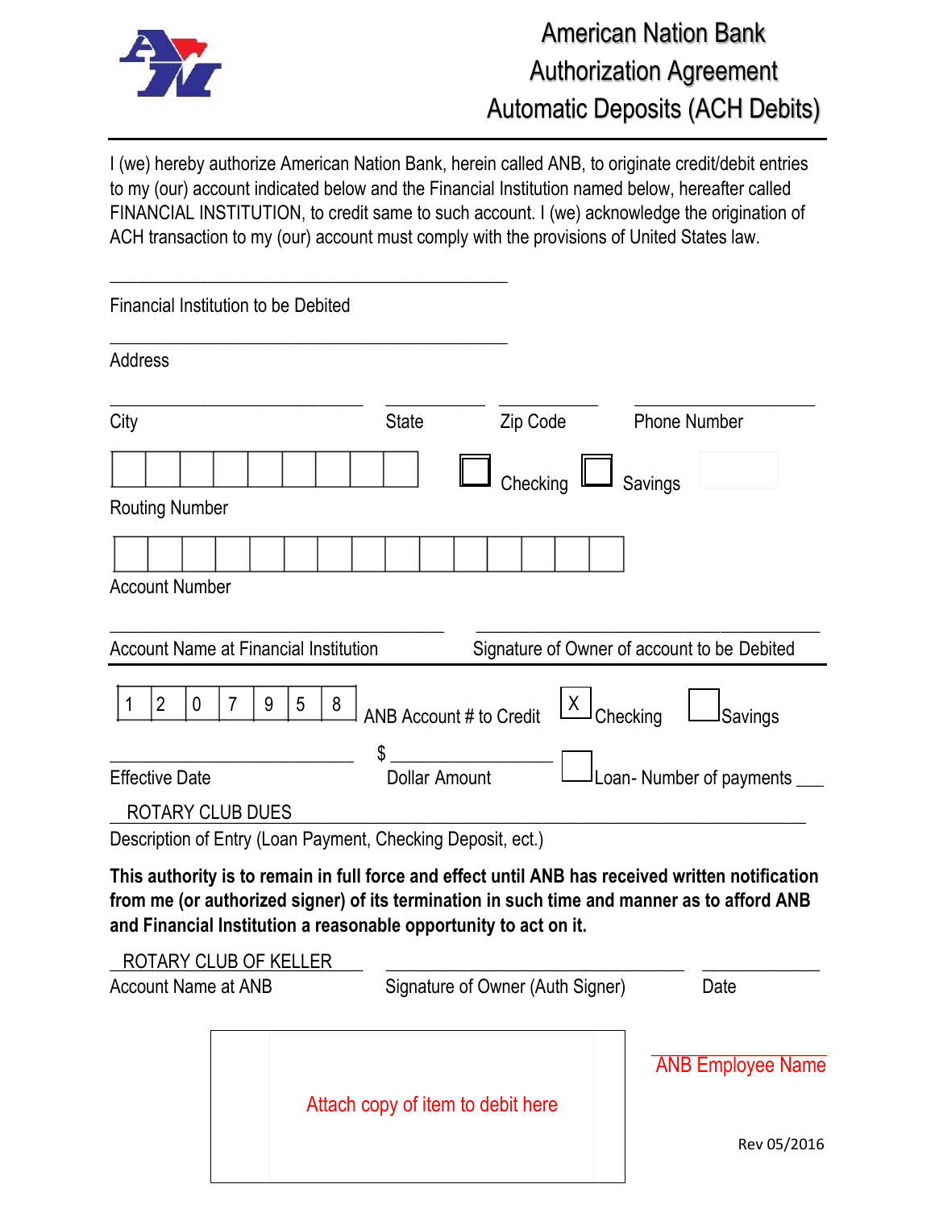# American Nation Bank
# Authorization Agreement
# Automatic Deposits (ACH Debits)

I (we) hereby authorize American Nation Bank, herein called ANB, to originate credit/debit entries to my (our) account indicated below and the Financial Institution named below, hereafter called FINANCIAL INSTITUTION, to credit same to such account. I (we) acknowledge the origination of ACH transaction to my (our) account must comply with the provisions of United States law.

\_\_\_\_\_\_\_\_\_\_\_\_\_\_\_\_\_\_\_\_\_\_\_\_\_\_\_\_\_\_\_\_\_\_\_\_\_\_\_\_

Financial Institution to be Debited

\_\_\_\_\_\_\_\_\_\_\_\_\_\_\_\_\_\_\_\_\_\_\_\_\_\_\_\_\_\_\_\_\_\_\_\_\_\_\_\_

Address

| City | State | Zip Code | Phone Number |
|---|---|---|---|
| | | | |

Routing Number: ☐☐☐☐☐☐☐☐☐ ☐ Checking ☐ Savings

Account Number: ☐☐☐☐☐☐☐☐☐☐☐☐☐☐☐☐

\_\_\_\_\_\_\_\_\_\_\_\_\_\_\_\_\_\_\_\_\_\_\_\_\_\_\_\_\_\_\_\_ \_\_\_\_\_\_\_\_\_\_\_\_\_\_\_\_\_\_\_\_\_\_\_\_\_\_\_\_\_\_\_\_

Account Name at Financial Institution — Signature of Owner of account to be Debited

---

1 2 0 7 9 5 8 ANB Account # to Credit ☒ Checking ☐ Savings

\_\_\_\_\_\_\_\_\_\_\_\_\_\_\_\_\_\_\_\_ $ \_\_\_\_\_\_\_\_\_\_\_\_\_\_\_\_ ☐ Loan- Number of payments \_\_\_

Effective Date — Dollar Amount

ROTARY CLUB DUES

Description of Entry (Loan Payment, Checking Deposit, ect.)

**This authority is to remain in full force and effect until ANB has received written notification from me (or authorized signer) of its termination in such time and manner as to afford ANB and Financial Institution a reasonable opportunity to act on it.**

| ROTARY CLUB OF KELLER | \_\_\_\_\_\_\_\_\_\_\_\_\_\_\_\_\_\_\_\_ | \_\_\_\_\_\_\_\_\_\_ |
|---|---|---|
| Account Name at ANB | Signature of Owner (Auth Signer) | Date |

Attach copy of item to debit here

ANB Employee Name

Rev 05/2016